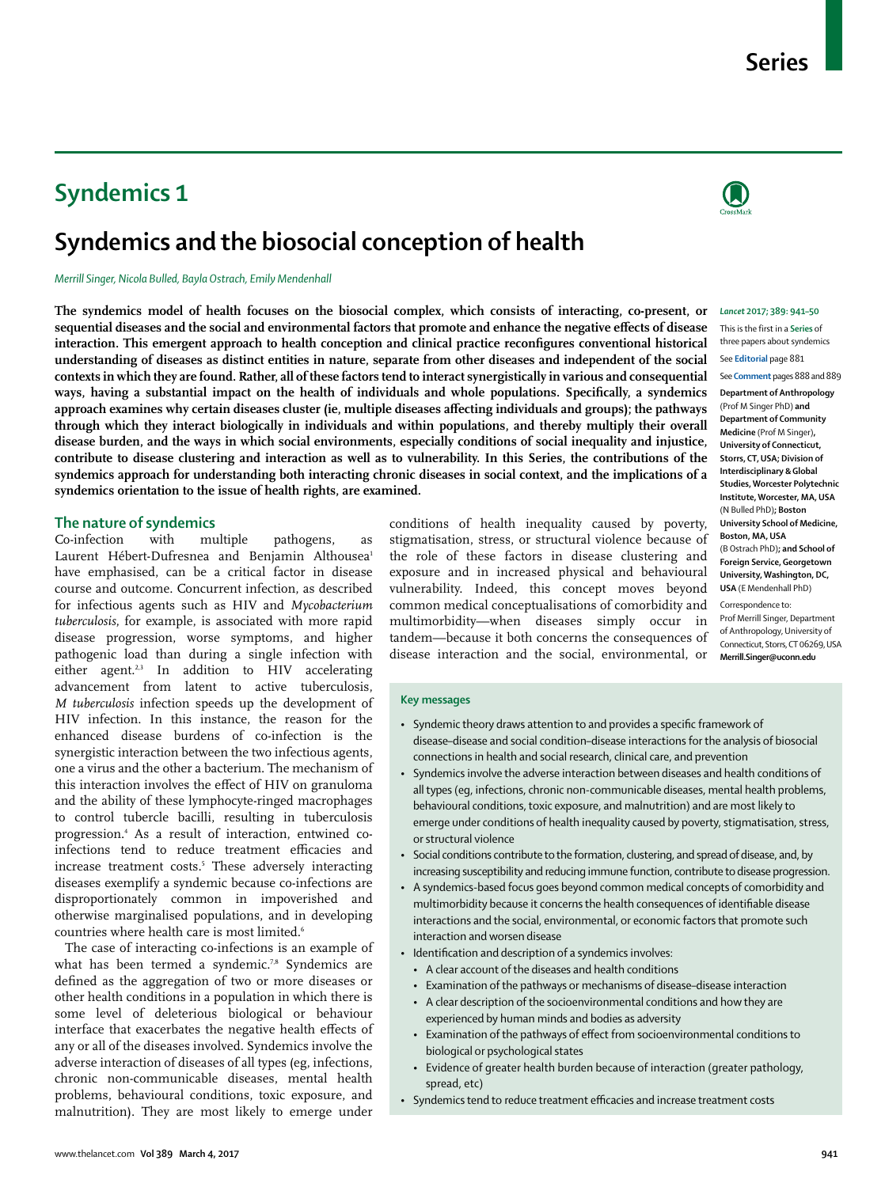# Syndemics 1

## Syndemics and the biosocial conception of health

*Merrill Singer, Nicola Bulled, Bayla Ostrach, Emily Mendenhall*

**The syndemics model of health focuses on the biosocial complex, which consists of interacting, co-present, or sequential diseases and the social and environmental factors that promote and enhance the negative effects of disease interaction. This emergent approach to health conception and clinical practice reconfigures conventional historical understanding of diseases as distinct entities in nature, separate from other diseases and independent of the social contexts in which they are found. Rather, all of these factors tend to interact synergistically in various and consequential ways, having a substantial impact on the health of individuals and whole populations. Specifically, a syndemics approach examines why certain diseases cluster (ie, multiple diseases affecting individuals and groups); the pathways through which they interact biologically in individuals and within populations, and thereby multiply their overall disease burden, and the ways in which social environments, especially conditions of social inequality and injustice, contribute to disease clustering and interaction as well as to vulnerability. In this Series, the contributions of the syndemics approach for understanding both interacting chronic diseases in social context, and the implications of a syndemics orientation to the issue of health rights, are examined.**

*Lancet* 2017; 389: 941–50

This is the first in a **Series** of three papers about syndemics

See **Editorial** page 881

See **Comment** pages 888 and 889

**Department of Anthropology** (Prof M Singer PhD) **and Department of Community Medicine** (Prof M Singer)**, University of Connecticut, Storrs, CT, USA; Division of Interdisciplinary & Global Studies, Worcester Polytechnic Institute, Worcester, MA, USA** (N Bulled PhD)**; Boston University School of Medicine, Boston, MA, USA** (B Ostrach PhD)**; and School of Foreign Service, Georgetown University, Washington, DC, USA** (E Mendenhall PhD)

Correspondence to: Prof Merrill Singer, Department of Anthropology, University of Connecticut, Storrs, CT 06269, USA **Merrill.Singer@uconn.edu**

## The nature of syndemics

Co-infection with multiple pathogens, as Laurent Hébert-Dufresnea and Benjamin Althousea[1] have emphasised, can be a critical factor in disease course and outcome. Concurrent infection, as described for infectious agents such as HIV and *Mycobacterium tuberculosis*, for example, is associated with more rapid disease progression, worse symptoms, and higher pathogenic load than during a single infection with either agent.[2,3] In addition to HIV accelerating advancement from latent to active tuberculosis, *M tuberculosis* infection speeds up the development of HIV infection. In this instance, the reason for the enhanced disease burdens of co-infection is the synergistic interaction between the two infectious agents, one a virus and the other a bacterium. The mechanism of this interaction involves the effect of HIV on granuloma and the ability of these lymphocyte-ringed macrophages to control tubercle bacilli, resulting in tuberculosis progression.[4] As a result of interaction, entwined co-infections tend to reduce treatment efficacies and increase treatment costs.[5] These adversely interacting diseases exemplify a syndemic because co-infections are disproportionately common in impoverished and otherwise marginalised populations, and in developing countries where health care is most limited.[6]

The case of interacting co-infections is an example of what has been termed a syndemic.[7,8] Syndemics are defined as the aggregation of two or more diseases or other health conditions in a population in which there is some level of deleterious biological or behaviour interface that exacerbates the negative health effects of any or all of the diseases involved. Syndemics involve the adverse interaction of diseases of all types (eg, infections, chronic non-communicable diseases, mental health problems, behavioural conditions, toxic exposure, and malnutrition). They are most likely to emerge under conditions of health inequality caused by poverty, stigmatisation, stress, or structural violence because of the role of these factors in disease clustering and exposure and in increased physical and behavioural vulnerability. Indeed, this concept moves beyond common medical conceptualisations of comorbidity and multimorbidity—when diseases simply occur in tandem—because it both concerns the consequences of disease interaction and the social, environmental, or

### Key messages

- Syndemic theory draws attention to and provides a specific framework of disease–disease and social condition–disease interactions for the analysis of biosocial connections in health and social research, clinical care, and prevention
- Syndemics involve the adverse interaction between diseases and health conditions of all types (eg, infections, chronic non-communicable diseases, mental health problems, behavioural conditions, toxic exposure, and malnutrition) and are most likely to emerge under conditions of health inequality caused by poverty, stigmatisation, stress, or structural violence
- Social conditions contribute to the formation, clustering, and spread of disease, and, by increasing susceptibility and reducing immune function, contribute to disease progression.
- A syndemics-based focus goes beyond common medical concepts of comorbidity and multimorbidity because it concerns the health consequences of identifiable disease interactions and the social, environmental, or economic factors that promote such interaction and worsen disease
- Identification and description of a syndemics involves:
  - A clear account of the diseases and health conditions
  - Examination of the pathways or mechanisms of disease–disease interaction
  - A clear description of the socioenvironmental conditions and how they are experienced by human minds and bodies as adversity
  - Examination of the pathways of effect from socioenvironmental conditions to biological or psychological states
  - Evidence of greater health burden because of interaction (greater pathology, spread, etc)
- Syndemics tend to reduce treatment efficacies and increase treatment costs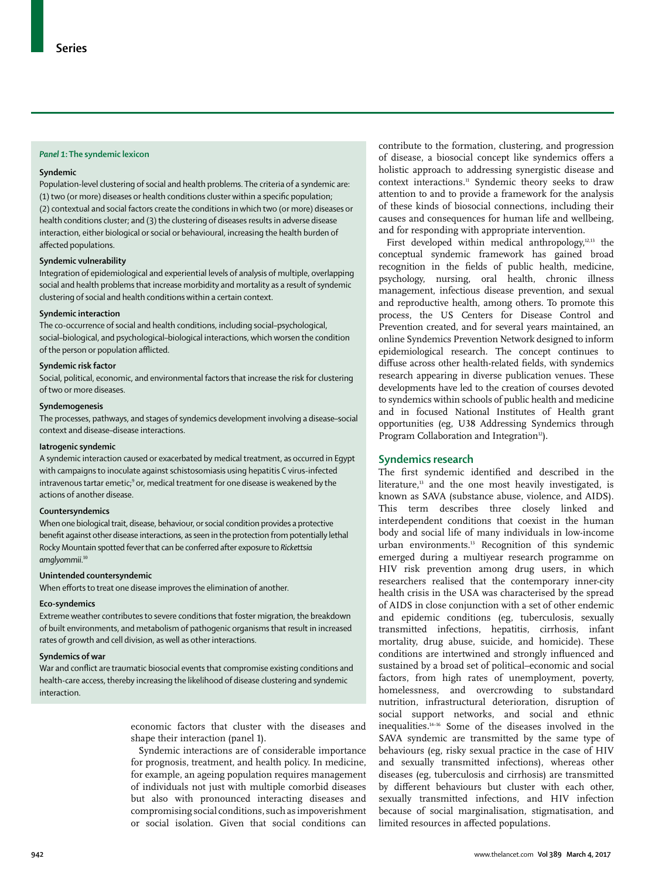### *Panel 1:* The syndemic lexicon

**Syndemic**

Population-level clustering of social and health problems. The criteria of a syndemic are: (1) two (or more) diseases or health conditions cluster within a specific population; (2) contextual and social factors create the conditions in which two (or more) diseases or health conditions cluster; and (3) the clustering of diseases results in adverse disease interaction, either biological or social or behavioural, increasing the health burden of affected populations.

**Syndemic vulnerability**

Integration of epidemiological and experiential levels of analysis of multiple, overlapping social and health problems that increase morbidity and mortality as a result of syndemic clustering of social and health conditions within a certain context.

**Syndemic interaction**

The co-occurrence of social and health conditions, including social–psychological, social–biological, and psychological–biological interactions, which worsen the condition of the person or population afflicted.

**Syndemic risk factor**

Social, political, economic, and environmental factors that increase the risk for clustering of two or more diseases.

**Syndemogenesis**

The processes, pathways, and stages of syndemics development involving a disease–social context and disease–disease interactions.

**Iatrogenic syndemic**

A syndemic interaction caused or exacerbated by medical treatment, as occurred in Egypt with campaigns to inoculate against schistosomiasis using hepatitis C virus-infected intravenous tartar emetic;[9] or, medical treatment for one disease is weakened by the actions of another disease.

**Countersyndemics**

When one biological trait, disease, behaviour, or social condition provides a protective benefit against other disease interactions, as seen in the protection from potentially lethal Rocky Mountain spotted fever that can be conferred after exposure to *Rickettsia amglyommii*.[10]

**Unintended countersyndemic**

When efforts to treat one disease improves the elimination of another.

**Eco-syndemics**

Extreme weather contributes to severe conditions that foster migration, the breakdown of built environments, and metabolism of pathogenic organisms that result in increased rates of growth and cell division, as well as other interactions.

**Syndemics of war**

War and conflict are traumatic biosocial events that compromise existing conditions and health-care access, thereby increasing the likelihood of disease clustering and syndemic interaction.

economic factors that cluster with the diseases and shape their interaction (panel 1).

Syndemic interactions are of considerable importance for prognosis, treatment, and health policy. In medicine, for example, an ageing population requires management of individuals not just with multiple comorbid diseases but also with pronounced interacting diseases and compromising social conditions, such as impoverishment or social isolation. Given that social conditions can contribute to the formation, clustering, and progression of disease, a biosocial concept like syndemics offers a holistic approach to addressing synergistic disease and context interactions.[11] Syndemic theory seeks to draw attention to and to provide a framework for the analysis of these kinds of biosocial connections, including their causes and consequences for human life and wellbeing, and for responding with appropriate intervention.

First developed within medical anthropology,[12,13] the conceptual syndemic framework has gained broad recognition in the fields of public health, medicine, psychology, nursing, oral health, chronic illness management, infectious disease prevention, and sexual and reproductive health, among others. To promote this process, the US Centers for Disease Control and Prevention created, and for several years maintained, an online Syndemics Prevention Network designed to inform epidemiological research. The concept continues to diffuse across other health-related fields, with syndemics research appearing in diverse publication venues. These developments have led to the creation of courses devoted to syndemics within schools of public health and medicine and in focused National Institutes of Health grant opportunities (eg, U38 Addressing Syndemics through Program Collaboration and Integration[12]).

## Syndemics research

The first syndemic identified and described in the literature,[13] and the one most heavily investigated, is known as SAVA (substance abuse, violence, and AIDS). This term describes three closely linked and interdependent conditions that coexist in the human body and social life of many individuals in low-income urban environments.[13] Recognition of this syndemic emerged during a multiyear research programme on HIV risk prevention among drug users, in which researchers realised that the contemporary inner-city health crisis in the USA was characterised by the spread of AIDS in close conjunction with a set of other endemic and epidemic conditions (eg, tuberculosis, sexually transmitted infections, hepatitis, cirrhosis, infant mortality, drug abuse, suicide, and homicide). These conditions are intertwined and strongly influenced and sustained by a broad set of political–economic and social factors, from high rates of unemployment, poverty, homelessness, and overcrowding to substandard nutrition, infrastructural deterioration, disruption of social support networks, and social and ethnic inequalities.[14–16] Some of the diseases involved in the SAVA syndemic are transmitted by the same type of behaviours (eg, risky sexual practice in the case of HIV and sexually transmitted infections), whereas other diseases (eg, tuberculosis and cirrhosis) are transmitted by different behaviours but cluster with each other, sexually transmitted infections, and HIV infection because of social marginalisation, stigmatisation, and limited resources in affected populations.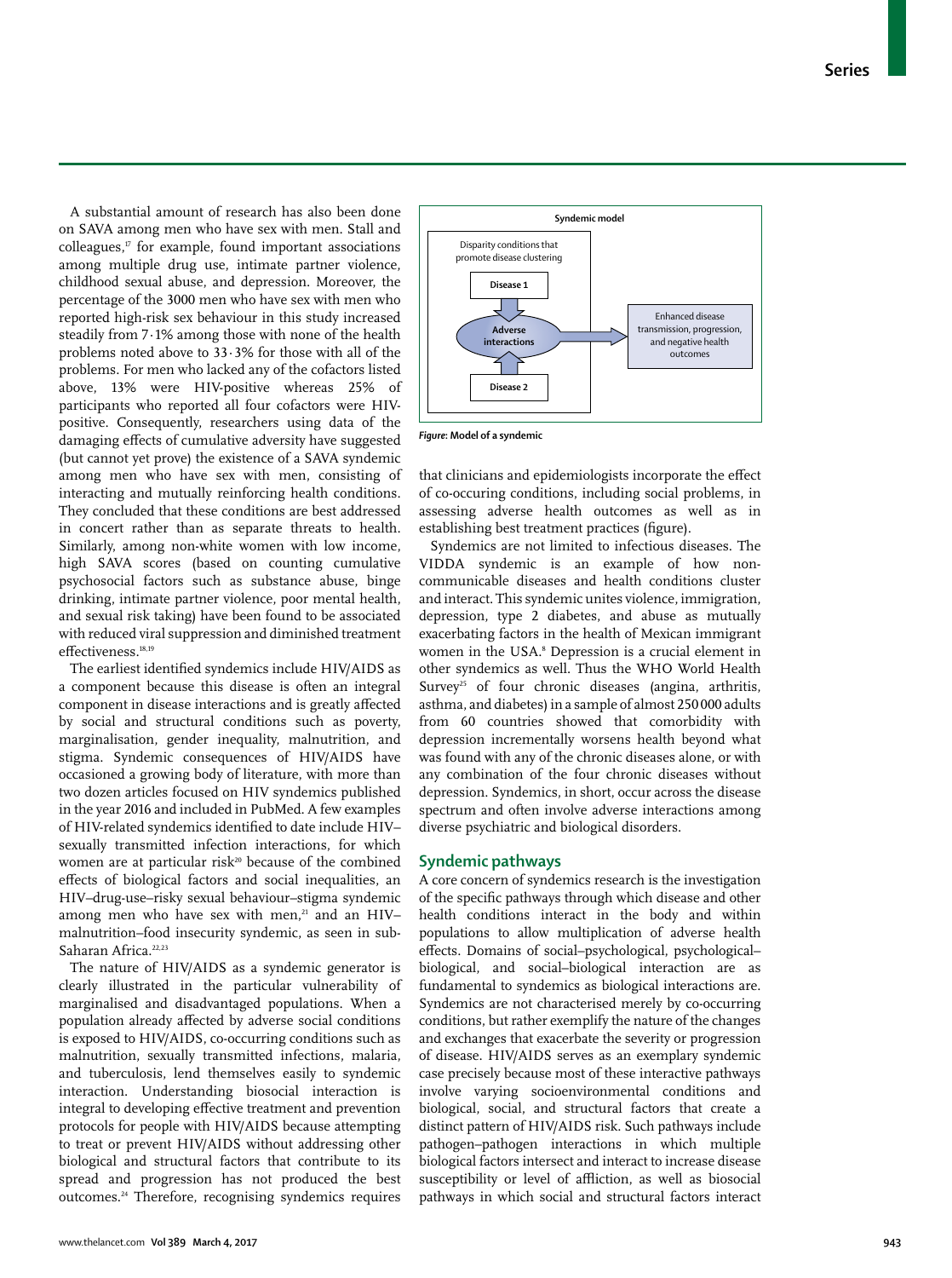A substantial amount of research has also been done on SAVA among men who have sex with men. Stall and colleagues,[17] for example, found important associations among multiple drug use, intimate partner violence, childhood sexual abuse, and depression. Moreover, the percentage of the 3000 men who have sex with men who reported high-risk sex behaviour in this study increased steadily from 7·1% among those with none of the health problems noted above to 33·3% for those with all of the problems. For men who lacked any of the cofactors listed above, 13% were HIV-positive whereas 25% of participants who reported all four cofactors were HIV-positive. Consequently, researchers using data of the damaging effects of cumulative adversity have suggested (but cannot yet prove) the existence of a SAVA syndemic among men who have sex with men, consisting of interacting and mutually reinforcing health conditions. They concluded that these conditions are best addressed in concert rather than as separate threats to health. Similarly, among non-white women with low income, high SAVA scores (based on counting cumulative psychosocial factors such as substance abuse, binge drinking, intimate partner violence, poor mental health, and sexual risk taking) have been found to be associated with reduced viral suppression and diminished treatment effectiveness.[18,19]

The earliest identified syndemics include HIV/AIDS as a component because this disease is often an integral component in disease interactions and is greatly affected by social and structural conditions such as poverty, marginalisation, gender inequality, malnutrition, and stigma. Syndemic consequences of HIV/AIDS have occasioned a growing body of literature, with more than two dozen articles focused on HIV syndemics published in the year 2016 and included in PubMed. A few examples of HIV-related syndemics identified to date include HIV–sexually transmitted infection interactions, for which women are at particular risk[20] because of the combined effects of biological factors and social inequalities, an HIV–drug-use–risky sexual behaviour–stigma syndemic among men who have sex with men,[21] and an HIV–malnutrition–food insecurity syndemic, as seen in sub-Saharan Africa.[22,23]

The nature of HIV/AIDS as a syndemic generator is clearly illustrated in the particular vulnerability of marginalised and disadvantaged populations. When a population already affected by adverse social conditions is exposed to HIV/AIDS, co-occurring conditions such as malnutrition, sexually transmitted infections, malaria, and tuberculosis, lend themselves easily to syndemic interaction. Understanding biosocial interaction is integral to developing effective treatment and prevention protocols for people with HIV/AIDS because attempting to treat or prevent HIV/AIDS without addressing other biological and structural factors that contribute to its spread and progression has not produced the best outcomes.[24] Therefore, recognising syndemics requires that clinicians and epidemiologists incorporate the effect of co-occuring conditions, including social problems, in assessing adverse health outcomes as well as in establishing best treatment practices (figure).

**Syndemic model**

Disparity conditions that promote disease clustering

Disease 1

Adverse interactions

Disease 2

Enhanced disease transmission, progression, and negative health outcomes

*Figure:* **Model of a syndemic**

Syndemics are not limited to infectious diseases. The VIDDA syndemic is an example of how non-communicable diseases and health conditions cluster and interact. This syndemic unites violence, immigration, depression, type 2 diabetes, and abuse as mutually exacerbating factors in the health of Mexican immigrant women in the USA.[8] Depression is a crucial element in other syndemics as well. Thus the WHO World Health Survey[25] of four chronic diseases (angina, arthritis, asthma, and diabetes) in a sample of almost 250 000 adults from 60 countries showed that comorbidity with depression incrementally worsens health beyond what was found with any of the chronic diseases alone, or with any combination of the four chronic diseases without depression. Syndemics, in short, occur across the disease spectrum and often involve adverse interactions among diverse psychiatric and biological disorders.

## Syndemic pathways

A core concern of syndemics research is the investigation of the specific pathways through which disease and other health conditions interact in the body and within populations to allow multiplication of adverse health effects. Domains of social–psychological, psychological–biological, and social–biological interaction are as fundamental to syndemics as biological interactions are. Syndemics are not characterised merely by co-occurring conditions, but rather exemplify the nature of the changes and exchanges that exacerbate the severity or progression of disease. HIV/AIDS serves as an exemplary syndemic case precisely because most of these interactive pathways involve varying socioenvironmental conditions and biological, social, and structural factors that create a distinct pattern of HIV/AIDS risk. Such pathways include pathogen–pathogen interactions in which multiple biological factors intersect and interact to increase disease susceptibility or level of affliction, as well as biosocial pathways in which social and structural factors interact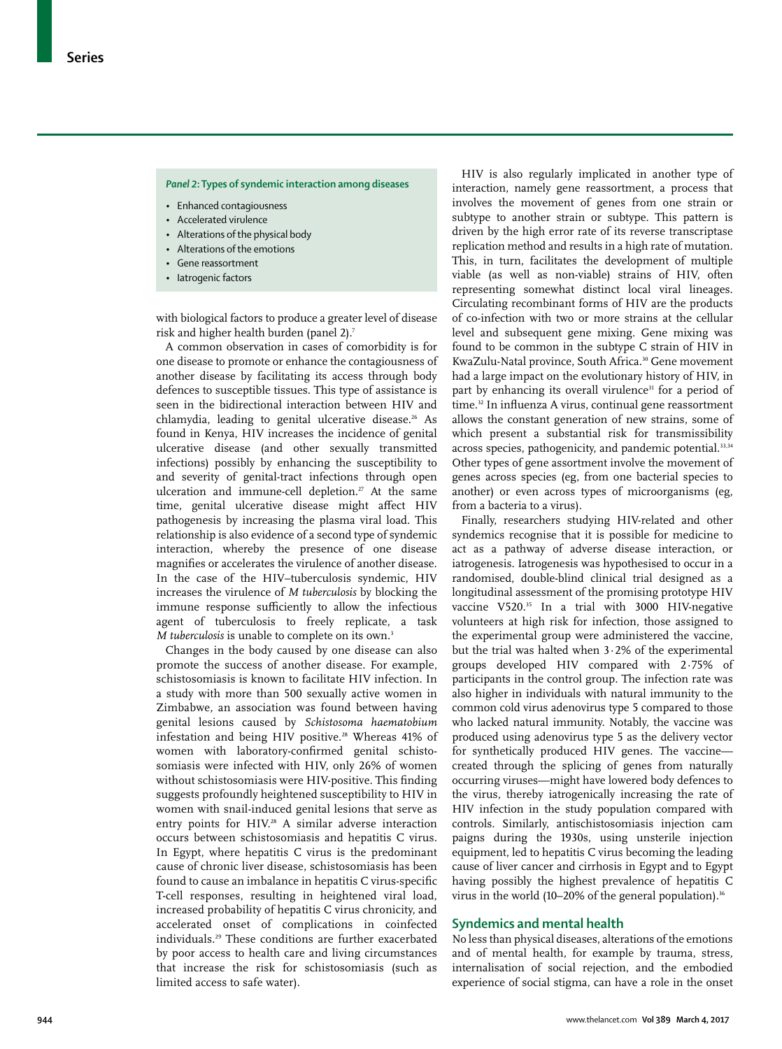**Panel 2: Types of syndemic interaction among diseases**

- Enhanced contagiousness
- Accelerated virulence
- Alterations of the physical body
- Alterations of the emotions
- Gene reassortment
- Iatrogenic factors

with biological factors to produce a greater level of disease risk and higher health burden (panel 2).[7]

A common observation in cases of comorbidity is for one disease to promote or enhance the contagiousness of another disease by facilitating its access through body defences to susceptible tissues. This type of assistance is seen in the bidirectional interaction between HIV and chlamydia, leading to genital ulcerative disease.[26] As found in Kenya, HIV increases the incidence of genital ulcerative disease (and other sexually transmitted infections) possibly by enhancing the susceptibility to and severity of genital-tract infections through open ulceration and immune-cell depletion.[27] At the same time, genital ulcerative disease might affect HIV pathogenesis by increasing the plasma viral load. This relationship is also evidence of a second type of syndemic interaction, whereby the presence of one disease magnifies or accelerates the virulence of another disease. In the case of the HIV–tuberculosis syndemic, HIV increases the virulence of *M tuberculosis* by blocking the immune response sufficiently to allow the infectious agent of tuberculosis to freely replicate, a task *M tuberculosis* is unable to complete on its own.[3]

Changes in the body caused by one disease can also promote the success of another disease. For example, schistosomiasis is known to facilitate HIV infection. In a study with more than 500 sexually active women in Zimbabwe, an association was found between having genital lesions caused by *Schistosoma haematobium* infestation and being HIV positive.[28] Whereas 41% of women with laboratory-confirmed genital schistosomiasis were infected with HIV, only 26% of women without schistosomiasis were HIV-positive. This finding suggests profoundly heightened susceptibility to HIV in women with snail-induced genital lesions that serve as entry points for HIV.[28] A similar adverse interaction occurs between schistosomiasis and hepatitis C virus. In Egypt, where hepatitis C virus is the predominant cause of chronic liver disease, schistosomiasis has been found to cause an imbalance in hepatitis C virus-specific T-cell responses, resulting in heightened viral load, increased probability of hepatitis C virus chronicity, and accelerated onset of complications in coinfected individuals.[29] These conditions are further exacerbated by poor access to health care and living circumstances that increase the risk for schistosomiasis (such as limited access to safe water).

HIV is also regularly implicated in another type of interaction, namely gene reassortment, a process that involves the movement of genes from one strain or subtype to another strain or subtype. This pattern is driven by the high error rate of its reverse transcriptase replication method and results in a high rate of mutation. This, in turn, facilitates the development of multiple viable (as well as non-viable) strains of HIV, often representing somewhat distinct local viral lineages. Circulating recombinant forms of HIV are the products of co-infection with two or more strains at the cellular level and subsequent gene mixing. Gene mixing was found to be common in the subtype C strain of HIV in KwaZulu-Natal province, South Africa.[30] Gene movement had a large impact on the evolutionary history of HIV, in part by enhancing its overall virulence[31] for a period of time.[32] In influenza A virus, continual gene reassortment allows the constant generation of new strains, some of which present a substantial risk for transmissibility across species, pathogenicity, and pandemic potential.[33,34] Other types of gene assortment involve the movement of genes across species (eg, from one bacterial species to another) or even across types of microorganisms (eg, from a bacteria to a virus).

Finally, researchers studying HIV-related and other syndemics recognise that it is possible for medicine to act as a pathway of adverse disease interaction, or iatrogenesis. Iatrogenesis was hypothesised to occur in a randomised, double-blind clinical trial designed as a longitudinal assessment of the promising prototype HIV vaccine V520.[35] In a trial with 3000 HIV-negative volunteers at high risk for infection, those assigned to the experimental group were administered the vaccine, but the trial was halted when 3·2% of the experimental groups developed HIV compared with 2·75% of participants in the control group. The infection rate was also higher in individuals with natural immunity to the common cold virus adenovirus type 5 compared to those who lacked natural immunity. Notably, the vaccine was produced using adenovirus type 5 as the delivery vector for synthetically produced HIV genes. The vaccine—created through the splicing of genes from naturally occurring viruses—might have lowered body defences to the virus, thereby iatrogenically increasing the rate of HIV infection in the study population compared with controls. Similarly, antischistosomiasis injection campaigns during the 1930s, using unsterile injection equipment, led to hepatitis C virus becoming the leading cause of liver cancer and cirrhosis in Egypt and to Egypt having possibly the highest prevalence of hepatitis C virus in the world (10–20% of the general population).[36]

## Syndemics and mental health

No less than physical diseases, alterations of the emotions and of mental health, for example by trauma, stress, internalisation of social rejection, and the embodied experience of social stigma, can have a role in the onset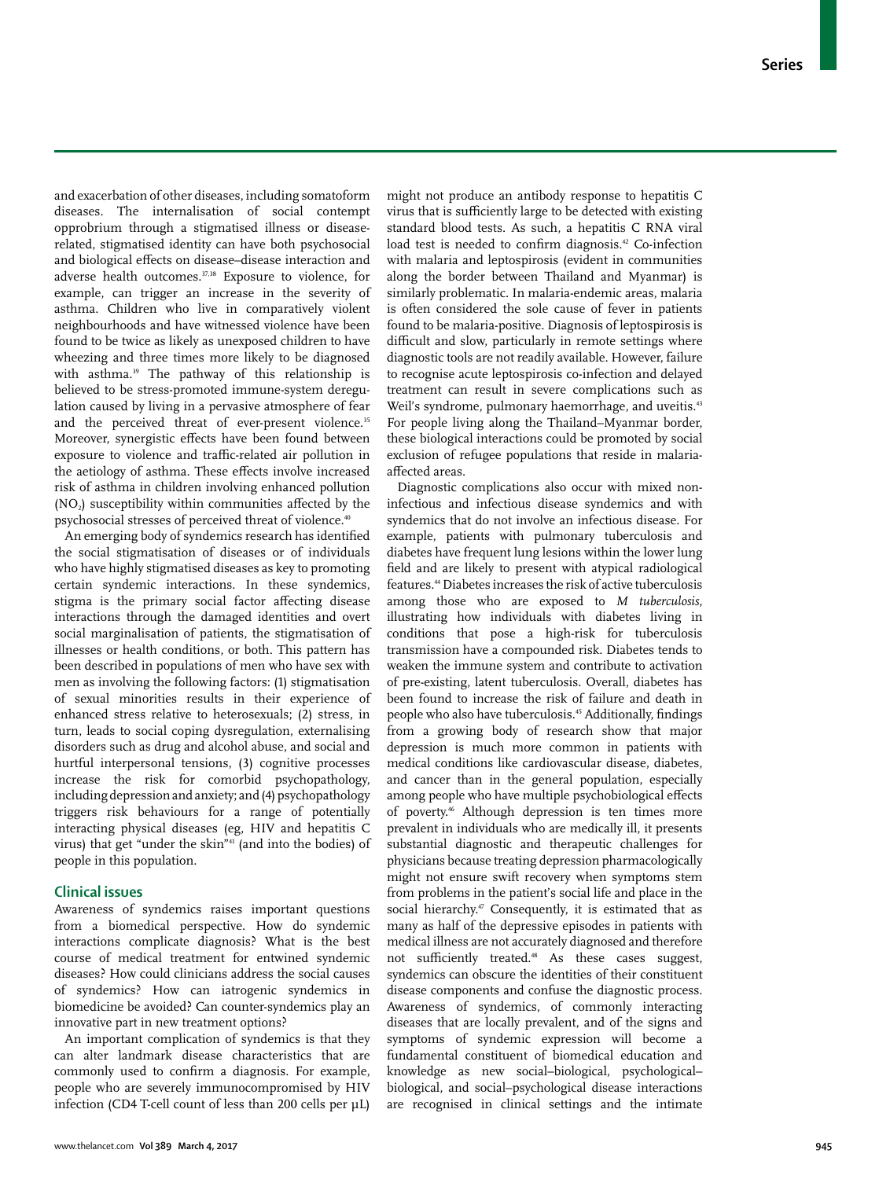and exacerbation of other diseases, including somatoform diseases. The internalisation of social contempt opprobrium through a stigmatised illness or disease-related, stigmatised identity can have both psychosocial and biological effects on disease–disease interaction and adverse health outcomes.[37,38] Exposure to violence, for example, can trigger an increase in the severity of asthma. Children who live in comparatively violent neighbourhoods and have witnessed violence have been found to be twice as likely as unexposed children to have wheezing and three times more likely to be diagnosed with asthma.[39] The pathway of this relationship is believed to be stress-promoted immune-system deregulation caused by living in a pervasive atmosphere of fear and the perceived threat of ever-present violence.[35] Moreover, synergistic effects have been found between exposure to violence and traffic-related air pollution in the aetiology of asthma. These effects involve increased risk of asthma in children involving enhanced pollution ($NO_2$) susceptibility within communities affected by the psychosocial stresses of perceived threat of violence.[40]

An emerging body of syndemics research has identified the social stigmatisation of diseases or of individuals who have highly stigmatised diseases as key to promoting certain syndemic interactions. In these syndemics, stigma is the primary social factor affecting disease interactions through the damaged identities and overt social marginalisation of patients, the stigmatisation of illnesses or health conditions, or both. This pattern has been described in populations of men who have sex with men as involving the following factors: (1) stigmatisation of sexual minorities results in their experience of enhanced stress relative to heterosexuals; (2) stress, in turn, leads to social coping dysregulation, externalising disorders such as drug and alcohol abuse, and social and hurtful interpersonal tensions, (3) cognitive processes increase the risk for comorbid psychopathology, including depression and anxiety; and (4) psychopathology triggers risk behaviours for a range of potentially interacting physical diseases (eg, HIV and hepatitis C virus) that get "under the skin"[41] (and into the bodies) of people in this population.

## Clinical issues

Awareness of syndemics raises important questions from a biomedical perspective. How do syndemic interactions complicate diagnosis? What is the best course of medical treatment for entwined syndemic diseases? How could clinicians address the social causes of syndemics? How can iatrogenic syndemics in biomedicine be avoided? Can counter-syndemics play an innovative part in new treatment options?

An important complication of syndemics is that they can alter landmark disease characteristics that are commonly used to confirm a diagnosis. For example, people who are severely immunocompromised by HIV infection (CD4 T-cell count of less than 200 cells per µL) might not produce an antibody response to hepatitis C virus that is sufficiently large to be detected with existing standard blood tests. As such, a hepatitis C RNA viral load test is needed to confirm diagnosis.[42] Co-infection with malaria and leptospirosis (evident in communities along the border between Thailand and Myanmar) is similarly problematic. In malaria-endemic areas, malaria is often considered the sole cause of fever in patients found to be malaria-positive. Diagnosis of leptospirosis is difficult and slow, particularly in remote settings where diagnostic tools are not readily available. However, failure to recognise acute leptospirosis co-infection and delayed treatment can result in severe complications such as Weil's syndrome, pulmonary haemorrhage, and uveitis.[43] For people living along the Thailand–Myanmar border, these biological interactions could be promoted by social exclusion of refugee populations that reside in malaria-affected areas.

Diagnostic complications also occur with mixed non-infectious and infectious disease syndemics and with syndemics that do not involve an infectious disease. For example, patients with pulmonary tuberculosis and diabetes have frequent lung lesions within the lower lung field and are likely to present with atypical radiological features.[44] Diabetes increases the risk of active tuberculosis among those who are exposed to *M tuberculosis,* illustrating how individuals with diabetes living in conditions that pose a high-risk for tuberculosis transmission have a compounded risk. Diabetes tends to weaken the immune system and contribute to activation of pre-existing, latent tuberculosis. Overall, diabetes has been found to increase the risk of failure and death in people who also have tuberculosis.[45] Additionally, findings from a growing body of research show that major depression is much more common in patients with medical conditions like cardiovascular disease, diabetes, and cancer than in the general population, especially among people who have multiple psychobiological effects of poverty.[46] Although depression is ten times more prevalent in individuals who are medically ill, it presents substantial diagnostic and therapeutic challenges for physicians because treating depression pharmacologically might not ensure swift recovery when symptoms stem from problems in the patient's social life and place in the social hierarchy.[47] Consequently, it is estimated that as many as half of the depressive episodes in patients with medical illness are not accurately diagnosed and therefore not sufficiently treated.[48] As these cases suggest, syndemics can obscure the identities of their constituent disease components and confuse the diagnostic process. Awareness of syndemics, of commonly interacting diseases that are locally prevalent, and of the signs and symptoms of syndemic expression will become a fundamental constituent of biomedical education and knowledge as new social–biological, psychological–biological, and social–psychological disease interactions are recognised in clinical settings and the intimate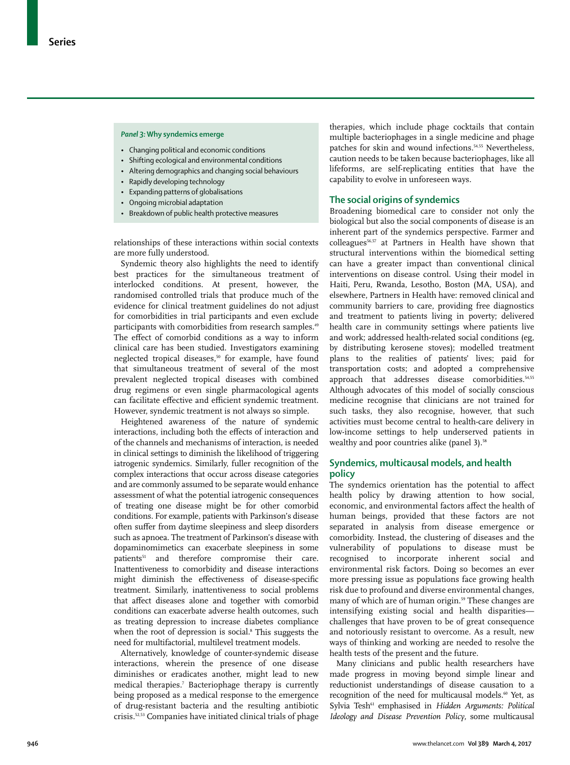*Panel 3:* **Why syndemics emerge**

- Changing political and economic conditions
- Shifting ecological and environmental conditions
- Altering demographics and changing social behaviours
- Rapidly developing technology
- Expanding patterns of globalisations
- Ongoing microbial adaptation
- Breakdown of public health protective measures

relationships of these interactions within social contexts are more fully understood.

Syndemic theory also highlights the need to identify best practices for the simultaneous treatment of interlocked conditions. At present, however, the randomised controlled trials that produce much of the evidence for clinical treatment guidelines do not adjust for comorbidities in trial participants and even exclude participants with comorbidities from research samples.[49] The effect of comorbid conditions as a way to inform clinical care has been studied. Investigators examining neglected tropical diseases,[50] for example, have found that simultaneous treatment of several of the most prevalent neglected tropical diseases with combined drug regimens or even single pharmacological agents can facilitate effective and efficient syndemic treatment. However, syndemic treatment is not always so simple.

Heightened awareness of the nature of syndemic interactions, including both the effects of interaction and of the channels and mechanisms of interaction, is needed in clinical settings to diminish the likelihood of triggering iatrogenic syndemics. Similarly, fuller recognition of the complex interactions that occur across disease categories and are commonly assumed to be separate would enhance assessment of what the potential iatrogenic consequences of treating one disease might be for other comorbid conditions. For example, patients with Parkinson's disease often suffer from daytime sleepiness and sleep disorders such as apnoea. The treatment of Parkinson's disease with dopaminomimetics can exacerbate sleepiness in some patients[51] and therefore compromise their care. Inattentiveness to comorbidity and disease interactions might diminish the effectiveness of disease-specific treatment. Similarly, inattentiveness to social problems that affect diseases alone and together with comorbid conditions can exacerbate adverse health outcomes, such as treating depression to increase diabetes compliance when the root of depression is social.[8] This suggests the need for multifactorial, multilevel treatment models.

Alternatively, knowledge of counter-syndemic disease interactions, wherein the presence of one disease diminishes or eradicates another, might lead to new medical therapies.[7] Bacteriophage therapy is currently being proposed as a medical response to the emergence of drug-resistant bacteria and the resulting antibiotic crisis.[52,53] Companies have initiated clinical trials of phage therapies, which include phage cocktails that contain multiple bacteriophages in a single medicine and phage patches for skin and wound infections.[54,55] Nevertheless, caution needs to be taken because bacteriophages, like all lifeforms, are self-replicating entities that have the capability to evolve in unforeseen ways.

## The social origins of syndemics

Broadening biomedical care to consider not only the biological but also the social components of disease is an inherent part of the syndemics perspective. Farmer and colleagues[56,57] at Partners in Health have shown that structural interventions within the biomedical setting can have a greater impact than conventional clinical interventions on disease control. Using their model in Haiti, Peru, Rwanda, Lesotho, Boston (MA, USA), and elsewhere, Partners in Health have: removed clinical and community barriers to care, providing free diagnostics and treatment to patients living in poverty; delivered health care in community settings where patients live and work; addressed health-related social conditions (eg, by distributing kerosene stoves); modelled treatment plans to the realities of patients' lives; paid for transportation costs; and adopted a comprehensive approach that addresses disease comorbidities.[54,55] Although advocates of this model of socially conscious medicine recognise that clinicians are not trained for such tasks, they also recognise, however, that such activities must become central to health-care delivery in low-income settings to help underserved patients in wealthy and poor countries alike (panel 3).[58]

## Syndemics, multicausal models, and health policy

The syndemics orientation has the potential to affect health policy by drawing attention to how social, economic, and environmental factors affect the health of human beings, provided that these factors are not separated in analysis from disease emergence or comorbidity. Instead, the clustering of diseases and the vulnerability of populations to disease must be recognised to incorporate inherent social and environmental risk factors. Doing so becomes an ever more pressing issue as populations face growing health risk due to profound and diverse environmental changes, many of which are of human origin.[59] These changes are intensifying existing social and health disparities—challenges that have proven to be of great consequence and notoriously resistant to overcome. As a result, new ways of thinking and working are needed to resolve the health tests of the present and the future.

Many clinicians and public health researchers have made progress in moving beyond simple linear and reductionist understandings of disease causation to a recognition of the need for multicausal models.[60] Yet, as Sylvia Tesh[61] emphasised in *Hidden Arguments: Political Ideology and Disease Prevention Policy*, some multicausal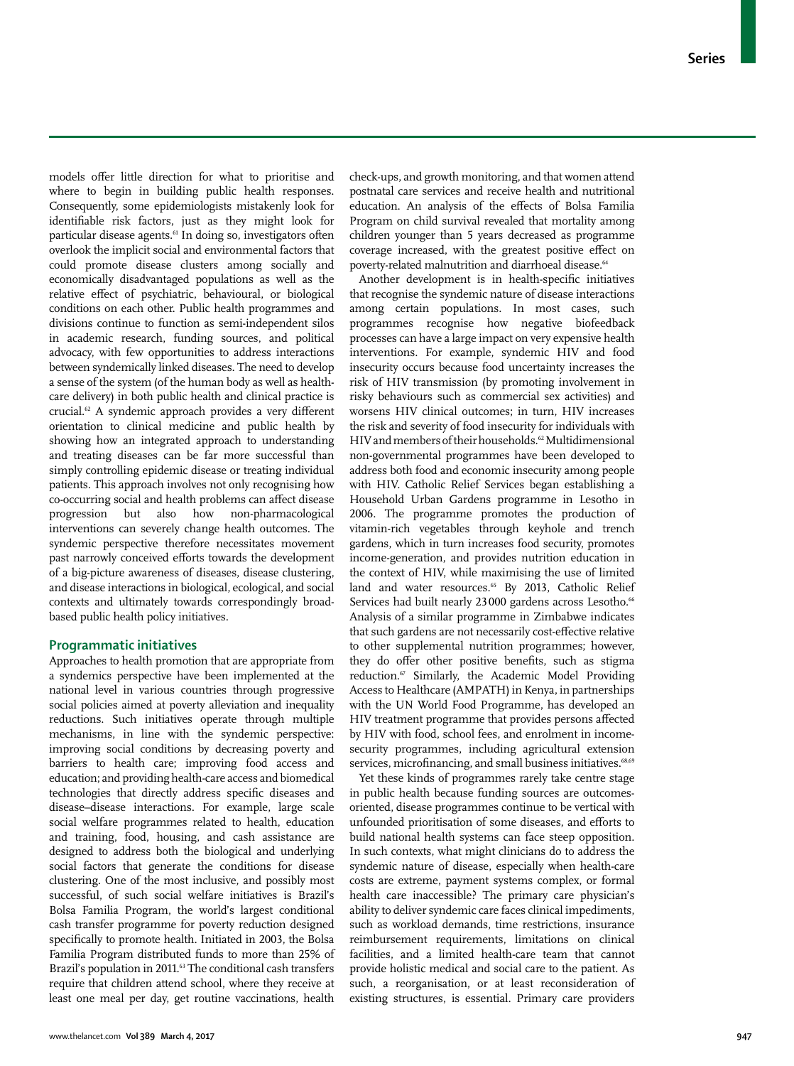models offer little direction for what to prioritise and where to begin in building public health responses. Consequently, some epidemiologists mistakenly look for identifiable risk factors, just as they might look for particular disease agents.[61] In doing so, investigators often overlook the implicit social and environmental factors that could promote disease clusters among socially and economically disadvantaged populations as well as the relative effect of psychiatric, behavioural, or biological conditions on each other. Public health programmes and divisions continue to function as semi-independent silos in academic research, funding sources, and political advocacy, with few opportunities to address interactions between syndemically linked diseases. The need to develop a sense of the system (of the human body as well as health-care delivery) in both public health and clinical practice is crucial.[62] A syndemic approach provides a very different orientation to clinical medicine and public health by showing how an integrated approach to understanding and treating diseases can be far more successful than simply controlling epidemic disease or treating individual patients. This approach involves not only recognising how co-occurring social and health problems can affect disease progression but also how non-pharmacological interventions can severely change health outcomes. The syndemic perspective therefore necessitates movement past narrowly conceived efforts towards the development of a big-picture awareness of diseases, disease clustering, and disease interactions in biological, ecological, and social contexts and ultimately towards correspondingly broad-based public health policy initiatives.

## Programmatic initiatives

Approaches to health promotion that are appropriate from a syndemics perspective have been implemented at the national level in various countries through progressive social policies aimed at poverty alleviation and inequality reductions. Such initiatives operate through multiple mechanisms, in line with the syndemic perspective: improving social conditions by decreasing poverty and barriers to health care; improving food access and education; and providing health-care access and biomedical technologies that directly address specific diseases and disease–disease interactions. For example, large scale social welfare programmes related to health, education and training, food, housing, and cash assistance are designed to address both the biological and underlying social factors that generate the conditions for disease clustering. One of the most inclusive, and possibly most successful, of such social welfare initiatives is Brazil's Bolsa Familia Program, the world's largest conditional cash transfer programme for poverty reduction designed specifically to promote health. Initiated in 2003, the Bolsa Familia Program distributed funds to more than 25% of Brazil's population in 2011.[63] The conditional cash transfers require that children attend school, where they receive at least one meal per day, get routine vaccinations, health check-ups, and growth monitoring, and that women attend postnatal care services and receive health and nutritional education. An analysis of the effects of Bolsa Familia Program on child survival revealed that mortality among children younger than 5 years decreased as programme coverage increased, with the greatest positive effect on poverty-related malnutrition and diarrhoeal disease.[64]

Another development is in health-specific initiatives that recognise the syndemic nature of disease interactions among certain populations. In most cases, such programmes recognise how negative biofeedback processes can have a large impact on very expensive health interventions. For example, syndemic HIV and food insecurity occurs because food uncertainty increases the risk of HIV transmission (by promoting involvement in risky behaviours such as commercial sex activities) and worsens HIV clinical outcomes; in turn, HIV increases the risk and severity of food insecurity for individuals with HIV and members of their households.[62] Multidimensional non-governmental programmes have been developed to address both food and economic insecurity among people with HIV. Catholic Relief Services began establishing a Household Urban Gardens programme in Lesotho in 2006. The programme promotes the production of vitamin-rich vegetables through keyhole and trench gardens, which in turn increases food security, promotes income-generation, and provides nutrition education in the context of HIV, while maximising the use of limited land and water resources.[65] By 2013, Catholic Relief Services had built nearly 23 000 gardens across Lesotho.[66] Analysis of a similar programme in Zimbabwe indicates that such gardens are not necessarily cost-effective relative to other supplemental nutrition programmes; however, they do offer other positive benefits, such as stigma reduction.[67] Similarly, the Academic Model Providing Access to Healthcare (AMPATH) in Kenya, in partnerships with the UN World Food Programme, has developed an HIV treatment programme that provides persons affected by HIV with food, school fees, and enrolment in income-security programmes, including agricultural extension services, microfinancing, and small business initiatives.[68,69]

Yet these kinds of programmes rarely take centre stage in public health because funding sources are outcomes-oriented, disease programmes continue to be vertical with unfounded prioritisation of some diseases, and efforts to build national health systems can face steep opposition. In such contexts, what might clinicians do to address the syndemic nature of disease, especially when health-care costs are extreme, payment systems complex, or formal health care inaccessible? The primary care physician's ability to deliver syndemic care faces clinical impediments, such as workload demands, time restrictions, insurance reimbursement requirements, limitations on clinical facilities, and a limited health-care team that cannot provide holistic medical and social care to the patient. As such, a reorganisation, or at least reconsideration of existing structures, is essential. Primary care providers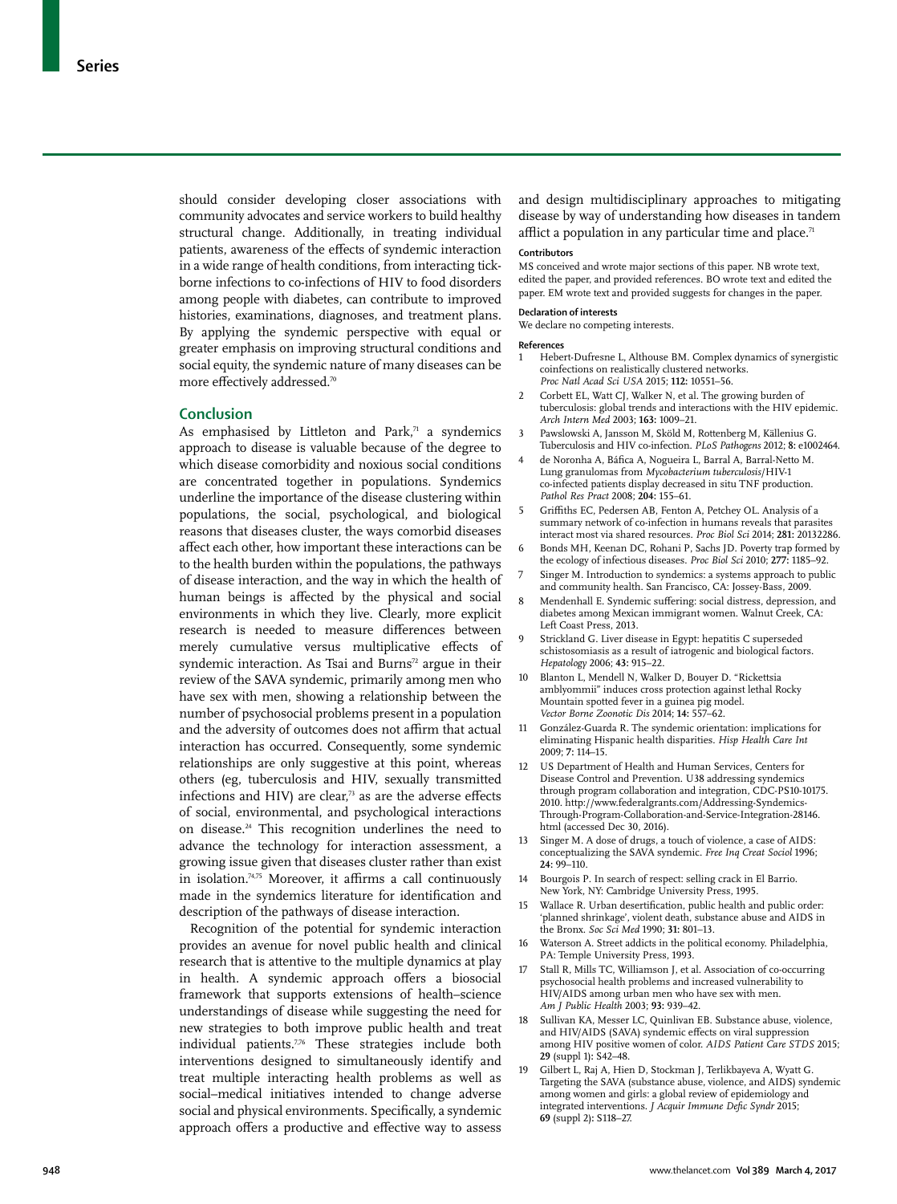should consider developing closer associations with community advocates and service workers to build healthy structural change. Additionally, in treating individual patients, awareness of the effects of syndemic interaction in a wide range of health conditions, from interacting tick-borne infections to co-infections of HIV to food disorders among people with diabetes, can contribute to improved histories, examinations, diagnoses, and treatment plans. By applying the syndemic perspective with equal or greater emphasis on improving structural conditions and social equity, the syndemic nature of many diseases can be more effectively addressed.[70]

## Conclusion

As emphasised by Littleton and Park,[71] a syndemics approach to disease is valuable because of the degree to which disease comorbidity and noxious social conditions are concentrated together in populations. Syndemics underline the importance of the disease clustering within populations, the social, psychological, and biological reasons that diseases cluster, the ways comorbid diseases affect each other, how important these interactions can be to the health burden within the populations, the pathways of disease interaction, and the way in which the health of human beings is affected by the physical and social environments in which they live. Clearly, more explicit research is needed to measure differences between merely cumulative versus multiplicative effects of syndemic interaction. As Tsai and Burns[72] argue in their review of the SAVA syndemic, primarily among men who have sex with men, showing a relationship between the number of psychosocial problems present in a population and the adversity of outcomes does not affirm that actual interaction has occurred. Consequently, some syndemic relationships are only suggestive at this point, whereas others (eg, tuberculosis and HIV, sexually transmitted infections and HIV) are clear,[73] as are the adverse effects of social, environmental, and psychological interactions on disease.[24] This recognition underlines the need to advance the technology for interaction assessment, a growing issue given that diseases cluster rather than exist in isolation.[74,75] Moreover, it affirms a call continuously made in the syndemics literature for identification and description of the pathways of disease interaction.

Recognition of the potential for syndemic interaction provides an avenue for novel public health and clinical research that is attentive to the multiple dynamics at play in health. A syndemic approach offers a biosocial framework that supports extensions of health–science understandings of disease while suggesting the need for new strategies to both improve public health and treat individual patients.[7,76] These strategies include both interventions designed to simultaneously identify and treat multiple interacting health problems as well as social–medical initiatives intended to change adverse social and physical environments. Specifically, a syndemic approach offers a productive and effective way to assess and design multidisciplinary approaches to mitigating disease by way of understanding how diseases in tandem afflict a population in any particular time and place.[71]

### Contributors

MS conceived and wrote major sections of this paper. NB wrote text, edited the paper, and provided references. BO wrote text and edited the paper. EM wrote text and provided suggests for changes in the paper.

### Declaration of interests

We declare no competing interests.

### References

1. Hebert-Dufresne L, Althouse BM. Complex dynamics of synergistic coinfections on realistically clustered networks. *Proc Natl Acad Sci USA* 2015; **112:** 10551–56.
2. Corbett EL, Watt CJ, Walker N, et al. The growing burden of tuberculosis: global trends and interactions with the HIV epidemic. *Arch Intern Med* 2003; **163:** 1009–21.
3. Pawslowski A, Jansson M, Sköld M, Rottenberg M, Källenius G. Tuberculosis and HIV co-infection. *PLoS Pathogens* 2012; **8:** e1002464.
4. de Noronha A, Báfica A, Nogueira L, Barral A, Barral-Netto M. Lung granulomas from *Mycobacterium tuberculosis*/HIV-1 co-infected patients display decreased in situ TNF production. *Pathol Res Pract* 2008; **204:** 155–61.
5. Griffiths EC, Pedersen AB, Fenton A, Petchey OL. Analysis of a summary network of co-infection in humans reveals that parasites interact most via shared resources. *Proc Biol Sci* 2014; **281:** 20132286.
6. Bonds MH, Keenan DC, Rohani P, Sachs JD. Poverty trap formed by the ecology of infectious diseases. *Proc Biol Sci* 2010; **277:** 1185–92.
7. Singer M. Introduction to syndemics: a systems approach to public and community health. San Francisco, CA: Jossey-Bass, 2009.
8. Mendenhall E. Syndemic suffering: social distress, depression, and diabetes among Mexican immigrant women. Walnut Creek, CA: Left Coast Press, 2013.
9. Strickland G. Liver disease in Egypt: hepatitis C superseded schistosomiasis as a result of iatrogenic and biological factors. *Hepatology* 2006; **43:** 915–22.
10. Blanton L, Mendell N, Walker D, Bouyer D. "Rickettsia amblyommii" induces cross protection against lethal Rocky Mountain spotted fever in a guinea pig model. *Vector Borne Zoonotic Dis* 2014; **14:** 557–62.
11. González-Guarda R. The syndemic orientation: implications for eliminating Hispanic health disparities. *Hisp Health Care Int* 2009; **7:** 114–15.
12. US Department of Health and Human Services, Centers for Disease Control and Prevention. U38 addressing syndemics through program collaboration and integration, CDC-PS10-10175. 2010. http://www.federalgrants.com/Addressing-Syndemics-Through-Program-Collaboration-and-Service-Integration-28146.html (accessed Dec 30, 2016).
13. Singer M. A dose of drugs, a touch of violence, a case of AIDS: conceptualizing the SAVA syndemic. *Free Inq Creat Sociol* 1996; **24:** 99–110.
14. Bourgois P. In search of respect: selling crack in El Barrio. New York, NY: Cambridge University Press, 1995.
15. Wallace R. Urban desertification, public health and public order: 'planned shrinkage', violent death, substance abuse and AIDS in the Bronx. *Soc Sci Med* 1990; **31:** 801–13.
16. Waterson A. Street addicts in the political economy. Philadelphia, PA: Temple University Press, 1993.
17. Stall R, Mills TC, Williamson J, et al. Association of co-occurring psychosocial health problems and increased vulnerability to HIV/AIDS among urban men who have sex with men. *Am J Public Health* 2003; **93:** 939–42.
18. Sullivan KA, Messer LC, Quinlivan EB. Substance abuse, violence, and HIV/AIDS (SAVA) syndemic effects on viral suppression among HIV positive women of color. *AIDS Patient Care STDS* 2015; **29** (suppl 1)**:** S42–48.
19. Gilbert L, Raj A, Hien D, Stockman J, Terlikbayeva A, Wyatt G. Targeting the SAVA (substance abuse, violence, and AIDS) syndemic among women and girls: a global review of epidemiology and integrated interventions. *J Acquir Immune Defic Syndr* 2015; **69** (suppl 2)**:** S118–27.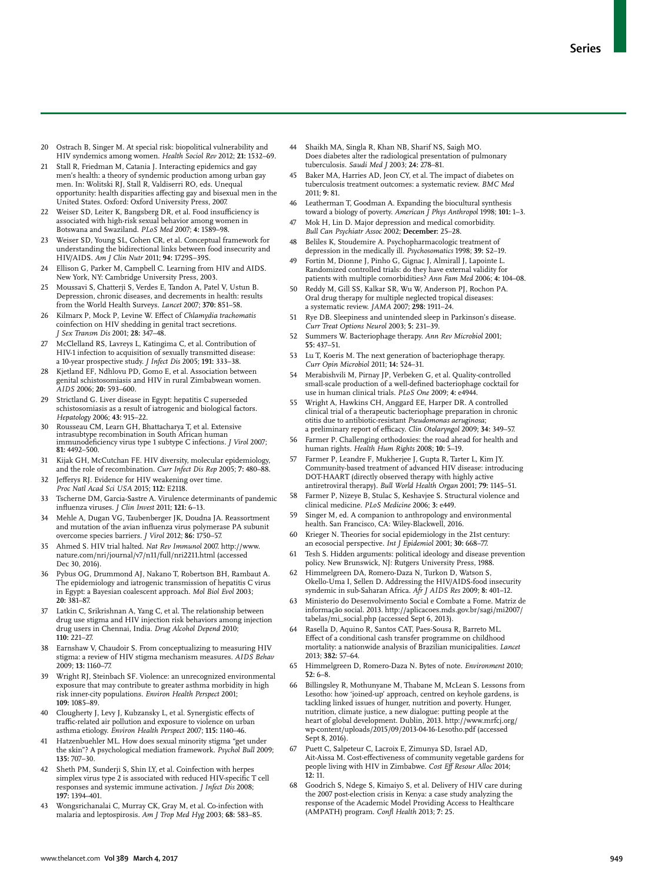20 Ostrach B, Singer M. At special risk: biopolitical vulnerability and HIV syndemics among women. *Health Sociol Rev* 2012; **21:** 1532–69.

21 Stall R, Friedman M, Catania J. Interacting epidemics and gay men's health: a theory of syndemic production among urban gay men. In: Wolitski RJ, Stall R, Valdiserri RO, eds. Unequal opportunity: health disparities affecting gay and bisexual men in the United States. Oxford: Oxford University Press, 2007.

22 Weiser SD, Leiter K, Bangsberg DR, et al. Food insufficiency is associated with high-risk sexual behavior among women in Botswana and Swaziland. *PLoS Med* 2007; **4:** 1589–98.

23 Weiser SD, Young SL, Cohen CR, et al. Conceptual framework for understanding the bidirectional links between food insecurity and HIV/AIDS. *Am J Clin Nutr* 2011; **94:** 1729S–39S.

24 Ellison G, Parker M, Campbell C. Learning from HIV and AIDS. New York, NY: Cambridge University Press, 2003.

25 Moussavi S, Chatterji S, Verdes E, Tandon A, Patel V, Ustun B. Depression, chronic diseases, and decrements in health: results from the World Health Surveys. *Lancet* 2007; **370:** 851–58.

26 Kilmarx P, Mock P, Levine W. Effect of *Chlamydia trachomatis* coinfection on HIV shedding in genital tract secretions. *J Sex Transm Dis* 2001; **28:** 347–48.

27 McClelland RS, Lavreys L, Katingima C, et al. Contribution of HIV-1 infection to acquisition of sexually transmitted disease: a 10-year prospective study. *J Infect Dis* 2005; **191:** 333–38.

28 Kjetland EF, Ndhlovu PD, Gomo E, et al. Association between genital schistosomiasis and HIV in rural Zimbabwean women. *AIDS* 2006; **20:** 593–600.

29 Strictland G. Liver disease in Egypt: hepatitis C superseded schistosomiasis as a result of iatrogenic and biological factors. *Hepatology* 2006; **43:** 915–22.

30 Rousseau CM, Learn GH, Bhattacharya T, et al. Extensive intrasubtype recombination in South African human immunodeficiency virus type 1 subtype C infections. *J Virol* 2007; **81:** 4492–500.

31 Kijak GH, McCutchan FE. HIV diversity, molecular epidemiology, and the role of recombination. *Curr Infect Dis Rep* 2005; **7:** 480–88.

32 Jefferys RJ. Evidence for HIV weakening over time. *Proc Natl Acad Sci USA* 2015; **112:** E2118.

33 Tscherne DM, Garcia-Sastre A. Virulence determinants of pandemic influenza viruses. *J Clin Invest* 2011; **121:** 6–13.

34 Mehle A, Dugan VG, Taubenberger JK, Doudna JA. Reassortment and mutation of the avian influenza virus polymerase PA subunit overcome species barriers. *J Virol* 2012; **86:** 1750–57.

35 Ahmed S. HIV trial halted. *Nat Rev Immunol* 2007. http://www.nature.com/nri/journal/v7/n11/full/nri2211.html (accessed Dec 30, 2016).

36 Pybus OG, Drummond AJ, Nakano T, Robertson BH, Rambaut A. The epidemiology and iatrogenic transmission of hepatitis C virus in Egypt: a Bayesian coalescent approach. *Mol Biol Evol* 2003; **20:** 381–87.

37 Latkin C, Srikrishnan A, Yang C, et al. The relationship between drug use stigma and HIV injection risk behaviors among injection drug users in Chennai, India. *Drug Alcohol Depend* 2010; **110:** 221–27.

38 Earnshaw V, Chaudoir S. From conceptualizing to measuring HIV stigma: a review of HIV stigma mechanism measures. *AIDS Behav* 2009; **13:** 1160–77.

39 Wright RJ, Steinbach SF. Violence: an unrecognized environmental exposure that may contribute to greater asthma morbidity in high risk inner-city populations. *Environ Health Perspect* 2001; **109:** 1085–89.

40 Clougherty J, Levy J, Kubzansky L, et al. Synergistic effects of traffic-related air pollution and exposure to violence on urban asthma etiology. *Environ Health Perspect* 2007; **115:** 1140–46.

41 Hatzenbuehler ML. How does sexual minority stigma "get under the skin"? A psychological mediation framework. *Psychol Bull* 2009; **135:** 707–30.

42 Sheth PM, Sunderji S, Shin LY, et al. Coinfection with herpes simplex virus type 2 is associated with reduced HIV-specific T cell responses and systemic immune activation. *J Infect Dis* 2008; **197:** 1394–401.

43 Wongsrichanalai C, Murray CK, Gray M, et al. Co-infection with malaria and leptospirosis. *Am J Trop Med Hyg* 2003; **68:** 583–85.

44 Shaikh MA, Singla R, Khan NB, Sharif NS, Saigh MO. Does diabetes alter the radiological presentation of pulmonary tuberculosis. *Saudi Med J* 2003; **24:** 278–81.

45 Baker MA, Harries AD, Jeon CY, et al. The impact of diabetes on tuberculosis treatment outcomes: a systematic review. *BMC Med* 2011; **9:** 81.

46 Leatherman T, Goodman A. Expanding the biocultural synthesis toward a biology of poverty. *American J Phys Anthropol* 1998; **101:** 1–3.

47 Mok H, Lin D. Major depression and medical comorbidity. *Bull Can Psychiatr Assoc* 2002; **December:** 25–28.

48 Beliles K, Stoudemire A. Psychopharmacologic treatment of depression in the medically ill. *Psychosomatics* 1998; **39:** S2–19.

49 Fortin M, Dionne J, Pinho G, Gignac J, Almirall J, Lapointe L. Randomized controlled trials: do they have external validity for patients with multiple comorbidities? *Ann Fam Med* 2006; **4:** 104–08.

50 Reddy M, Gill SS, Kalkar SR, Wu W, Anderson PJ, Rochon PA. Oral drug therapy for multiple neglected tropical diseases: a systematic review. *JAMA* 2007; **298:** 1911–24.

51 Rye DB. Sleepiness and unintended sleep in Parkinson's disease. *Curr Treat Options Neurol* 2003; **5:** 231–39.

52 Summers W. Bacteriophage therapy. *Ann Rev Microbiol* 2001; **55:** 437–51.

53 Lu T, Koeris M. The next generation of bacteriophage therapy. *Curr Opin Microbiol* 2011; **14:** 524–31.

54 Merabishvili M, Pirnay JP, Verbeken G, et al. Quality-controlled small-scale production of a well-defined bacteriophage cocktail for use in human clinical trials. *PLoS One* 2009; **4:** e4944.

55 Wright A, Hawkins CH, Anggard EE, Harper DR. A controlled clinical trial of a therapeutic bacteriophage preparation in chronic otitis due to antibiotic-resistant *Pseudomonas aeruginosa*; a preliminary report of efficacy. *Clin Otolaryngol* 2009; **34:** 349–57.

56 Farmer P. Challenging orthodoxies: the road ahead for health and human rights. *Health Hum Rights* 2008; **10:** 5–19.

57 Farmer P, Leandre F, Mukherjee J, Gupta R, Tarter L, Kim JY. Community-based treatment of advanced HIV disease: introducing DOT-HAART (directly observed therapy with highly active antiretroviral therapy). *Bull World Health Organ* 2001; **79:** 1145–51.

58 Farmer P, Nizeye B, Stulac S, Keshavjee S. Structural violence and clinical medicine. *PLoS Medicine* 2006; **3:** e449.

59 Singer M, ed. A companion to anthropology and environmental health. San Francisco, CA: Wiley-Blackwell, 2016.

60 Krieger N. Theories for social epidemiology in the 21st century: an ecosocial perspective. *Int J Epidemiol* 2001; **30:** 668–77.

61 Tesh S. Hidden arguments: political ideology and disease prevention policy. New Brunswick, NJ: Rutgers University Press, 1988.

62 Himmelgreen DA, Romero-Daza N, Turkon D, Watson S, Okello-Uma I, Sellen D. Addressing the HIV/AIDS-food insecurity syndemic in sub-Saharan Africa. *Afr J AIDS Res* 2009; **8:** 401–12.

63 Ministerio do Desenvolvimento Social e Combate a Fome. Matriz de informação social. 2013. http://aplicacoes.mds.gov.br/sagi/mi2007/tabelas/mi_social.php (accessed Sept 6, 2013).

64 Rasella D, Aquino R, Santos CAT, Paes-Sousa R, Barreto ML. Effect of a conditional cash transfer programme on childhood mortality: a nationwide analysis of Brazilian municipalities. *Lancet* 2013; **382:** 57–64.

65 Himmelgreen D, Romero-Daza N. Bytes of note. *Environment* 2010; **52:** 6–8.

66 Billingsley R, Mothunyane M, Thabane M, McLean S. Lessons from Lesotho: how 'joined-up' approach, centred on keyhole gardens, is tackling linked issues of hunger, nutrition and poverty. Hunger, nutrition, climate justice, a new dialogue: putting people at the heart of global development. Dublin, 2013. http://www.mrfcj.org/wp-content/uploads/2015/09/2013-04-16-Lesotho.pdf (accessed Sept 8, 2016).

67 Puett C, Salpeteur C, Lacroix E, Zimunya SD, Israel AD, Ait-Aissa M. Cost-effectiveness of community vegetable gardens for people living with HIV in Zimbabwe. *Cost Eff Resour Alloc* 2014; **12:** 11.

68 Goodrich S, Ndege S, Kimaiyo S, et al. Delivery of HIV care during the 2007 post-election crisis in Kenya: a case study analyzing the response of the Academic Model Providing Access to Healthcare (AMPATH) program. *Confl Health* 2013; **7:** 25.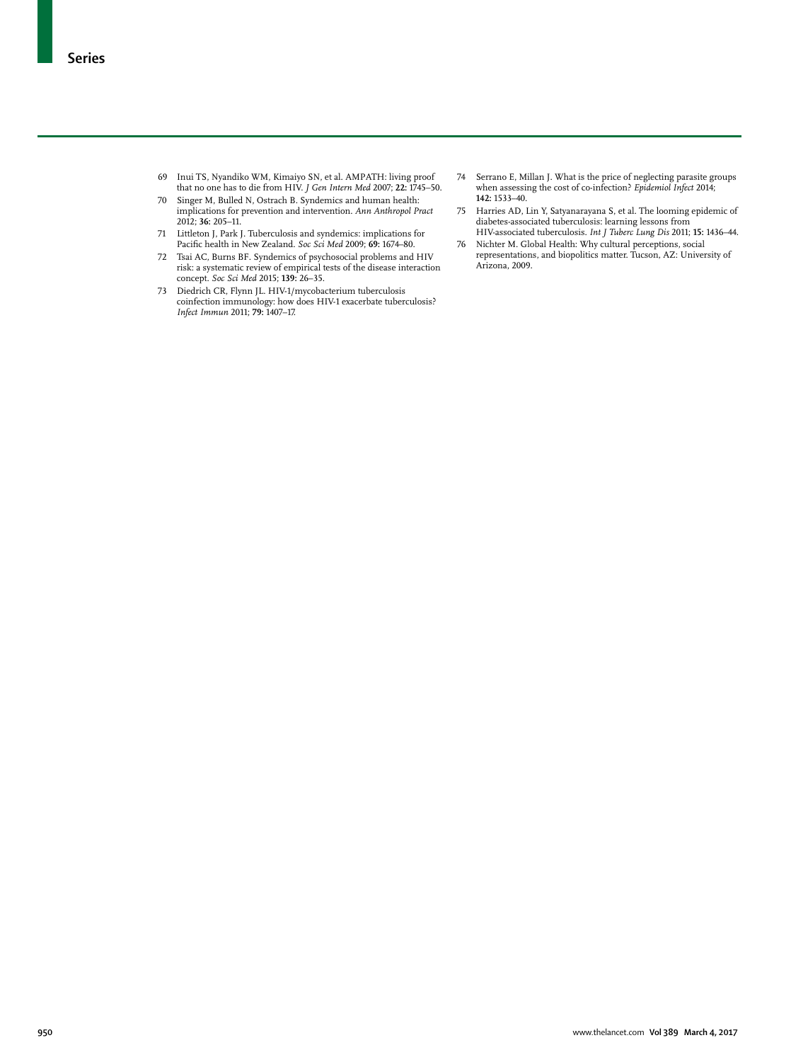69 Inui TS, Nyandiko WM, Kimaiyo SN, et al. AMPATH: living proof that no one has to die from HIV. *J Gen Intern Med* 2007; **22:** 1745–50.

70 Singer M, Bulled N, Ostrach B. Syndemics and human health: implications for prevention and intervention. *Ann Anthropol Pract* 2012; **36:** 205–11.

71 Littleton J, Park J. Tuberculosis and syndemics: implications for Pacific health in New Zealand. *Soc Sci Med* 2009; **69:** 1674–80.

72 Tsai AC, Burns BF. Syndemics of psychosocial problems and HIV risk: a systematic review of empirical tests of the disease interaction concept. *Soc Sci Med* 2015; **139:** 26–35.

73 Diedrich CR, Flynn JL. HIV-1/mycobacterium tuberculosis coinfection immunology: how does HIV-1 exacerbate tuberculosis? *Infect Immun* 2011; **79:** 1407–17.

74 Serrano E, Millan J. What is the price of neglecting parasite groups when assessing the cost of co-infection? *Epidemiol Infect* 2014; **142:** 1533–40.

75 Harries AD, Lin Y, Satyanarayana S, et al. The looming epidemic of diabetes-associated tuberculosis: learning lessons from HIV-associated tuberculosis. *Int J Tuberc Lung Dis* 2011; **15:** 1436–44.

76 Nichter M. Global Health: Why cultural perceptions, social representations, and biopolitics matter. Tucson, AZ: University of Arizona, 2009.